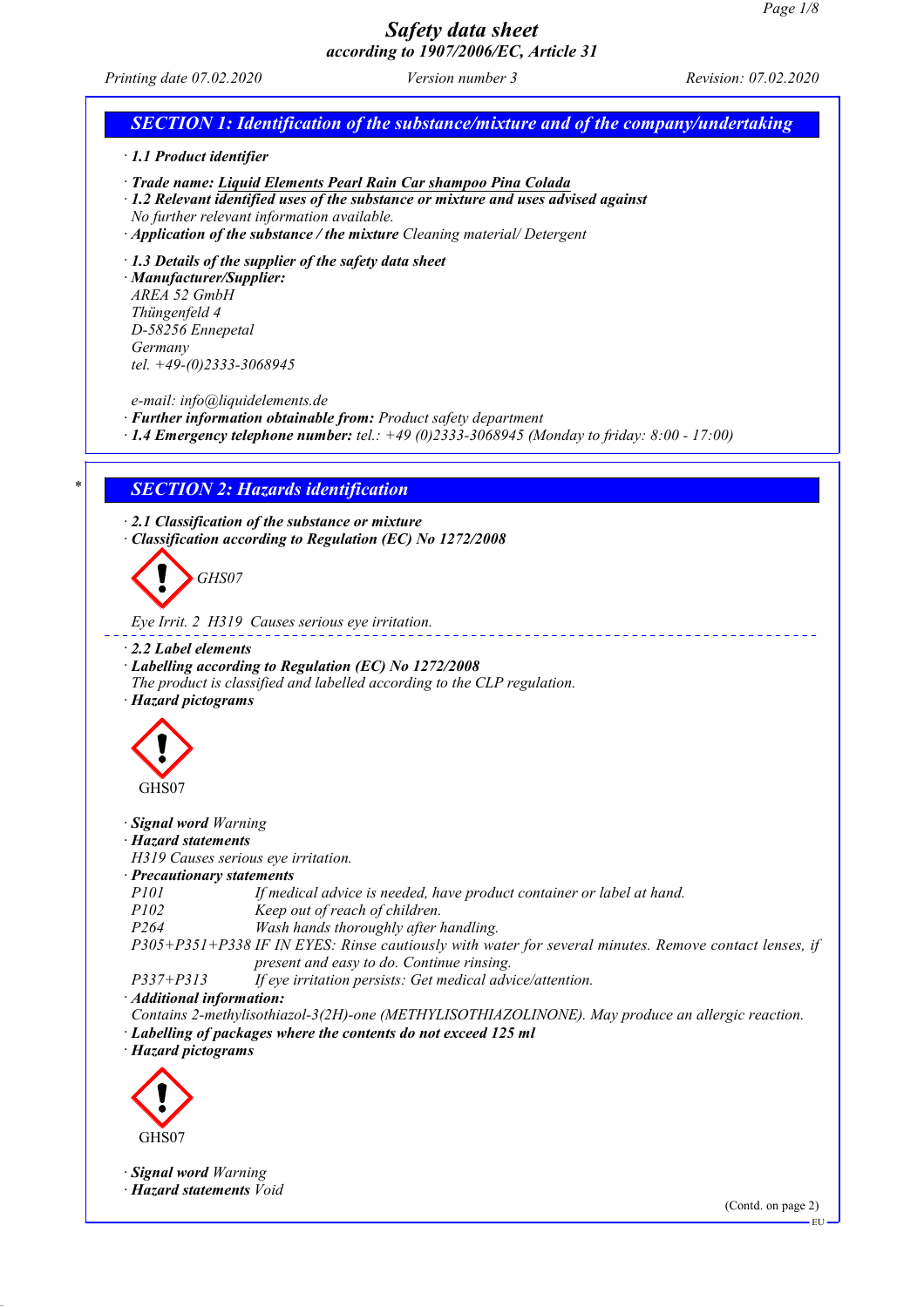# Safety data sheet
## according to 1907/2006/EC, Article 31

*Printing date 07.02.2020* *Version number 3* *Revision: 07.02.2020*

## SECTION 1: Identification of the substance/mixture and of the company/undertaking

· **1.1 Product identifier**

· **Trade name: Liquid Elements Pearl Rain Car shampoo Pina Colada**
· **1.2 Relevant identified uses of the substance or mixture and uses advised against**
No further relevant information available.
· **Application of the substance / the mixture** Cleaning material/ Detergent

· **1.3 Details of the supplier of the safety data sheet**
· **Manufacturer/Supplier:**
AREA 52 GmbH
Thüngenfeld 4
D-58256 Ennepetal
Germany
tel. +49-(0)2333-3068945

e-mail: info@liquidelements.de
· **Further information obtainable from:** Product safety department
· **1.4 Emergency telephone number:** tel.: +49 (0)2333-3068945 (Monday to friday: 8:00 - 17:00)

## SECTION 2: Hazards identification

· **2.1 Classification of the substance or mixture**
· **Classification according to Regulation (EC) No 1272/2008**

GHS07

Eye Irrit. 2 H319 Causes serious eye irritation.

· **2.2 Label elements**
· **Labelling according to Regulation (EC) No 1272/2008**
The product is classified and labelled according to the CLP regulation.
· **Hazard pictograms**

GHS07

· **Signal word** Warning
· **Hazard statements**
H319 Causes serious eye irritation.
· **Precautionary statements**

| | |
|---|---|
| P101 | If medical advice is needed, have product container or label at hand. |
| P102 | Keep out of reach of children. |
| P264 | Wash hands thoroughly after handling. |
| P305+P351+P338 | IF IN EYES: Rinse cautiously with water for several minutes. Remove contact lenses, if present and easy to do. Continue rinsing. |
| P337+P313 | If eye irritation persists: Get medical advice/attention. |

· **Additional information:**
Contains 2-methylisothiazol-3(2H)-one (METHYLISOTHIAZOLINONE). May produce an allergic reaction.
· **Labelling of packages where the contents do not exceed 125 ml**
· **Hazard pictograms**

GHS07

· **Signal word** Warning
· **Hazard statements** Void

(Contd. on page 2)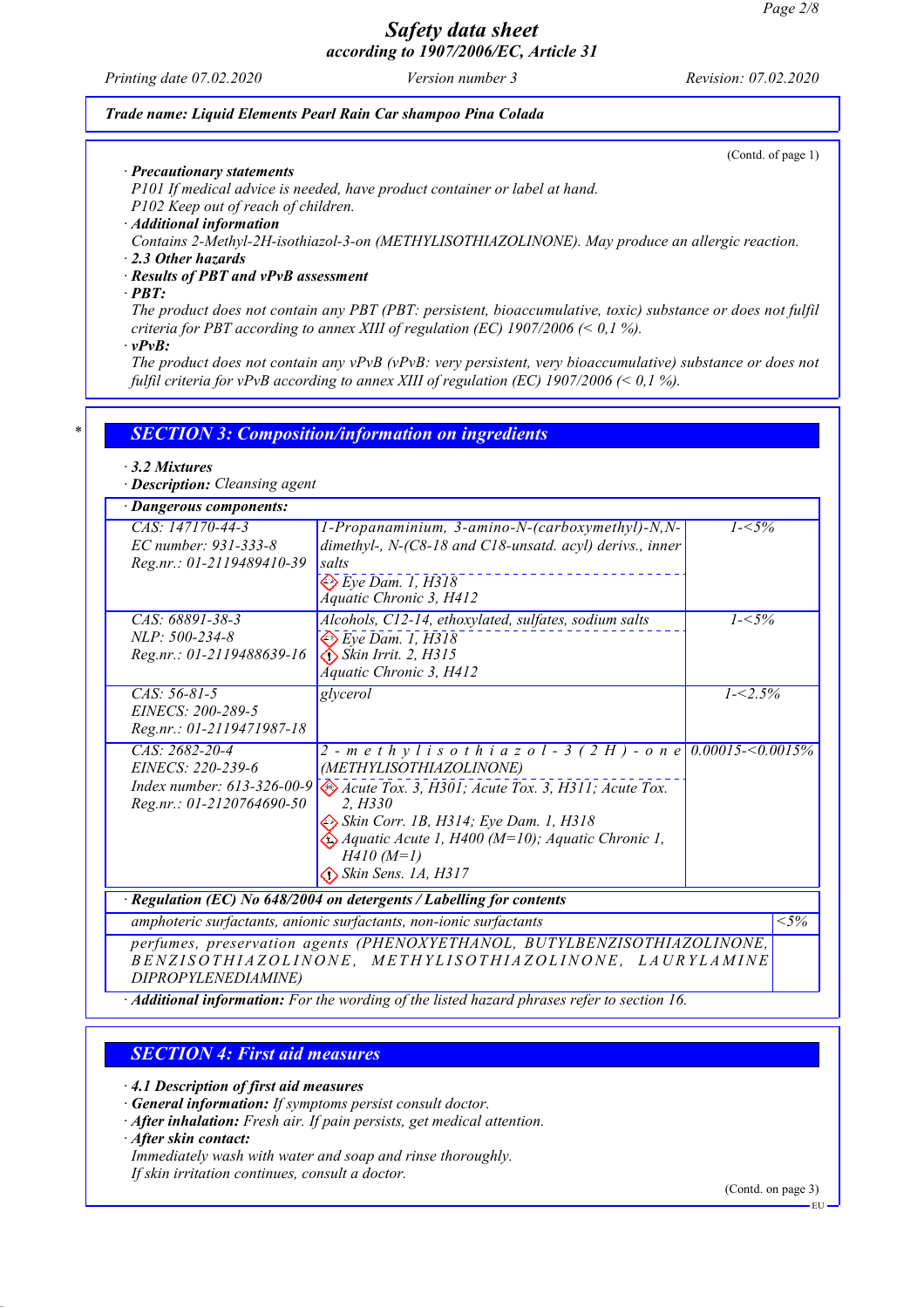(Contd. of page 1)

· **Precautionary statements**
P101 If medical advice is needed, have product container or label at hand.
P102 Keep out of reach of children.

· **Additional information**
Contains 2-Methyl-2H-isothiazol-3-on (METHYLISOTHIAZOLINONE). May produce an allergic reaction.

· **2.3 Other hazards**

· **Results of PBT and vPvB assessment**

· **PBT:**
The product does not contain any PBT (PBT: persistent, bioaccumulative, toxic) substance or does not fulfil criteria for PBT according to annex XIII of regulation (EC) 1907/2006 (< 0,1 %).

· **vPvB:**
The product does not contain any vPvB (vPvB: very persistent, very bioaccumulative) substance or does not fulfil criteria for vPvB according to annex XIII of regulation (EC) 1907/2006 (< 0,1 %).

## SECTION 3: Composition/information on ingredients

· **3.2 Mixtures**

· **Description:** Cleansing agent

· **Dangerous components:**

| Identifiers | Name / Classification | Concentration |
|---|---|---|
| CAS: 147170-44-3<br>EC number: 931-333-8<br>Reg.nr.: 01-2119489410-39 | 1-Propanaminium, 3-amino-N-(carboxymethyl)-N,N-dimethyl-, N-(C8-18 and C18-unsatd. acyl) derivs., inner salts<br>Eye Dam. 1, H318<br>Aquatic Chronic 3, H412 | 1-<5% |
| CAS: 68891-38-3<br>NLP: 500-234-8<br>Reg.nr.: 01-2119488639-16 | Alcohols, C12-14, ethoxylated, sulfates, sodium salts<br>Eye Dam. 1, H318<br>Skin Irrit. 2, H315<br>Aquatic Chronic 3, H412 | 1-<5% |
| CAS: 56-81-5<br>EINECS: 200-289-5<br>Reg.nr.: 01-2119471987-18 | glycerol | 1-<2.5% |
| CAS: 2682-20-4<br>EINECS: 220-239-6<br>Index number: 613-326-00-9<br>Reg.nr.: 01-2120764690-50 | 2-methylisothiazol-3(2H)-one (METHYLISOTHIAZOLINONE)<br>Acute Tox. 3, H301; Acute Tox. 3, H311; Acute Tox. 2, H330<br>Skin Corr. 1B, H314; Eye Dam. 1, H318<br>Aquatic Acute 1, H400 (M=10); Aquatic Chronic 1, H410 (M=1)<br>Skin Sens. 1A, H317 | 0.00015-<0.0015% |

· **Regulation (EC) No 648/2004 on detergents / Labelling for contents**

| Components | Content |
|---|---|
| amphoteric surfactants, anionic surfactants, non-ionic surfactants | <5% |
| perfumes, preservation agents (PHENOXYETHANOL, BUTYLBENZISOTHIAZOLINONE, BENZISOTHIAZOLINONE, METHYLISOTHIAZOLINONE, LAURYLAMINE DIPROPYLENEDIAMINE) | |

· **Additional information:** For the wording of the listed hazard phrases refer to section 16.

## SECTION 4: First aid measures

· **4.1 Description of first aid measures**

· **General information:** If symptoms persist consult doctor.

· **After inhalation:** Fresh air. If pain persists, get medical attention.

· **After skin contact:**
Immediately wash with water and soap and rinse thoroughly.
If skin irritation continues, consult a doctor.

(Contd. on page 3)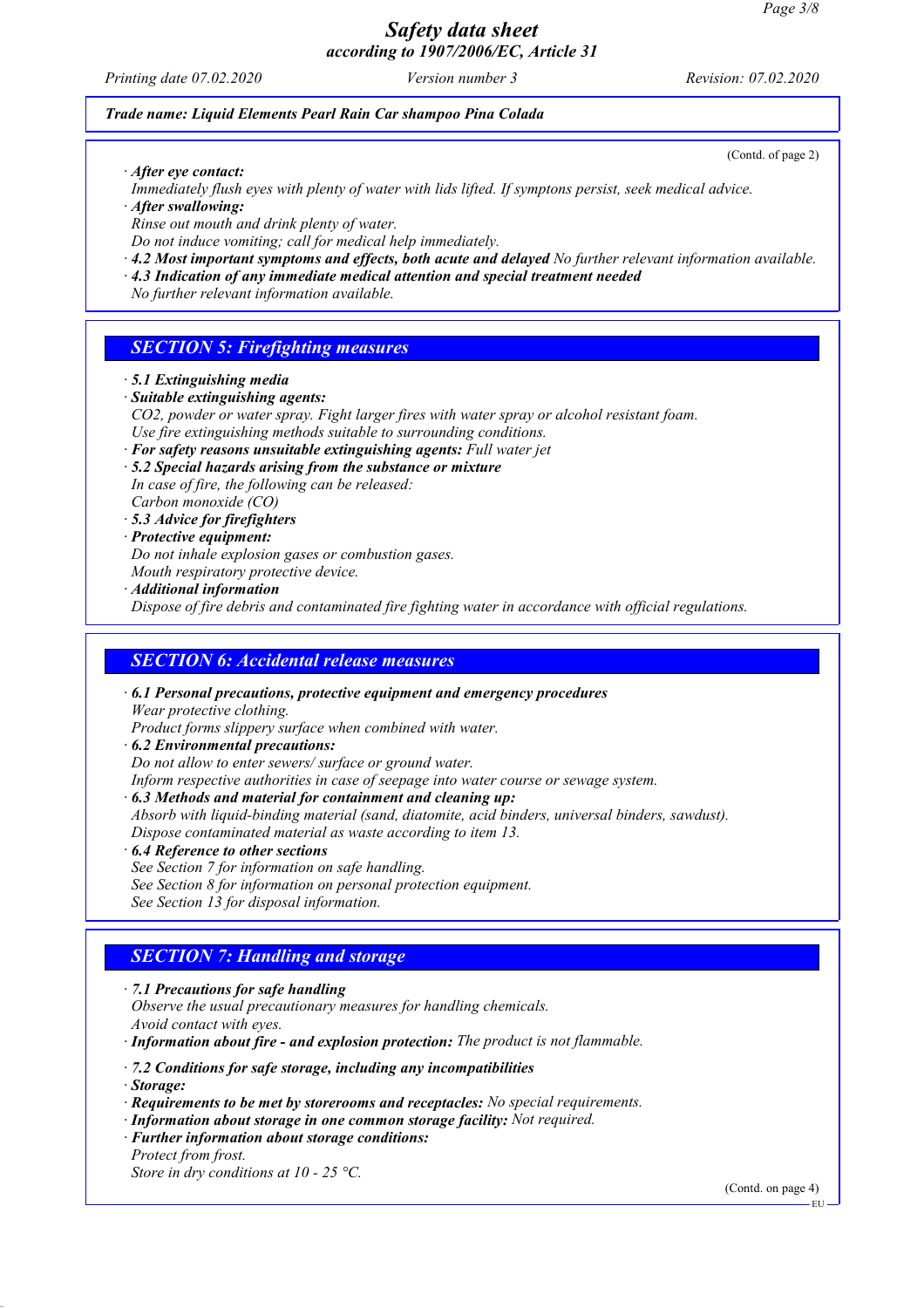*Trade name: Liquid Elements Pearl Rain Car shampoo Pina Colada*

(Contd. of page 2)

· ***After eye contact:***
*Immediately flush eyes with plenty of water with lids lifted. If symptons persist, seek medical advice.*
· ***After swallowing:***
*Rinse out mouth and drink plenty of water.*
*Do not induce vomiting; call for medical help immediately.*
· ***4.2 Most important symptoms and effects, both acute and delayed*** *No further relevant information available.*
· ***4.3 Indication of any immediate medical attention and special treatment needed***
*No further relevant information available.*

## *SECTION 5: Firefighting measures*

· ***5.1 Extinguishing media***
· ***Suitable extinguishing agents:***
*CO2, powder or water spray. Fight larger fires with water spray or alcohol resistant foam.*
*Use fire extinguishing methods suitable to surrounding conditions.*
· ***For safety reasons unsuitable extinguishing agents:*** *Full water jet*
· ***5.2 Special hazards arising from the substance or mixture***
*In case of fire, the following can be released:*
*Carbon monoxide (CO)*
· ***5.3 Advice for firefighters***
· ***Protective equipment:***
*Do not inhale explosion gases or combustion gases.*
*Mouth respiratory protective device.*
· ***Additional information***
*Dispose of fire debris and contaminated fire fighting water in accordance with official regulations.*

## *SECTION 6: Accidental release measures*

· ***6.1 Personal precautions, protective equipment and emergency procedures***
*Wear protective clothing.*
*Product forms slippery surface when combined with water.*
· ***6.2 Environmental precautions:***
*Do not allow to enter sewers/ surface or ground water.*
*Inform respective authorities in case of seepage into water course or sewage system.*
· ***6.3 Methods and material for containment and cleaning up:***
*Absorb with liquid-binding material (sand, diatomite, acid binders, universal binders, sawdust).*
*Dispose contaminated material as waste according to item 13.*
· ***6.4 Reference to other sections***
*See Section 7 for information on safe handling.*
*See Section 8 for information on personal protection equipment.*
*See Section 13 for disposal information.*

## *SECTION 7: Handling and storage*

· ***7.1 Precautions for safe handling***
*Observe the usual precautionary measures for handling chemicals.*
*Avoid contact with eyes.*
· ***Information about fire - and explosion protection:*** *The product is not flammable.*

· ***7.2 Conditions for safe storage, including any incompatibilities***
· ***Storage:***
· ***Requirements to be met by storerooms and receptacles:*** *No special requirements.*
· ***Information about storage in one common storage facility:*** *Not required.*
· ***Further information about storage conditions:***
*Protect from frost.*
*Store in dry conditions at 10 - 25 °C.*

(Contd. on page 4)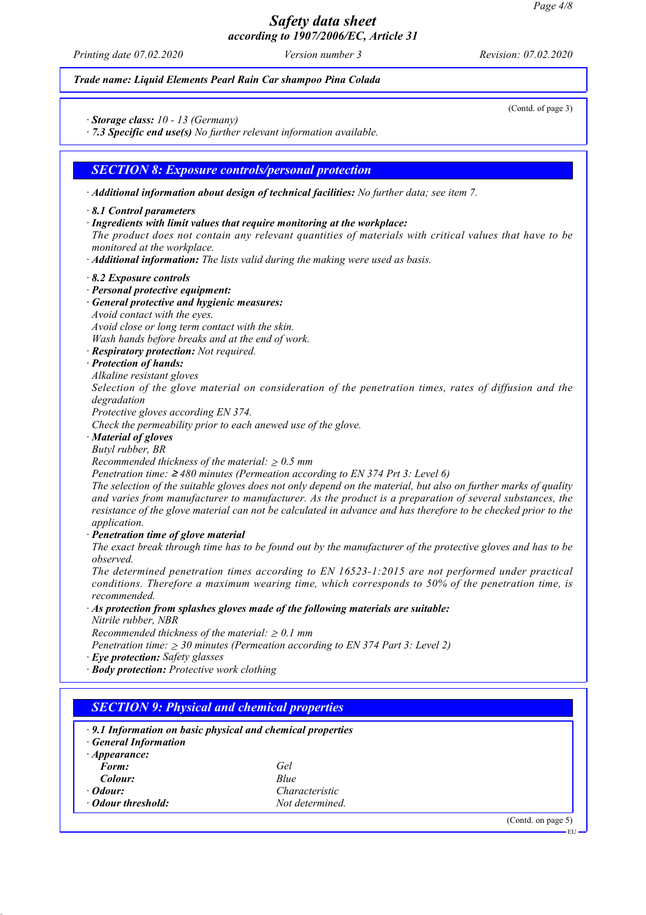*Trade name: Liquid Elements Pearl Rain Car shampoo Pina Colada*

(Contd. of page 3)

· **Storage class:** 10 - 13 (Germany)
· **7.3 Specific end use(s)** No further relevant information available.

## SECTION 8: Exposure controls/personal protection

· **Additional information about design of technical facilities:** No further data; see item 7.

· **8.1 Control parameters**
· **Ingredients with limit values that require monitoring at the workplace:**
The product does not contain any relevant quantities of materials with critical values that have to be monitored at the workplace.
· **Additional information:** The lists valid during the making were used as basis.

· **8.2 Exposure controls**
· **Personal protective equipment:**
· **General protective and hygienic measures:**
Avoid contact with the eyes.
Avoid close or long term contact with the skin.
Wash hands before breaks and at the end of work.
· **Respiratory protection:** Not required.
· **Protection of hands:**
Alkaline resistant gloves
Selection of the glove material on consideration of the penetration times, rates of diffusion and the degradation
Protective gloves according EN 374.
Check the permeability prior to each anewed use of the glove.
· **Material of gloves**
Butyl rubber, BR
Recommended thickness of the material: ≥ 0.5 mm
Penetration time: ≥ 480 minutes (Permeation according to EN 374 Prt 3: Level 6)
The selection of the suitable gloves does not only depend on the material, but also on further marks of quality and varies from manufacturer to manufacturer. As the product is a preparation of several substances, the resistance of the glove material can not be calculated in advance and has therefore to be checked prior to the application.
· **Penetration time of glove material**
The exact break through time has to be found out by the manufacturer of the protective gloves and has to be observed.
The determined penetration times according to EN 16523-1:2015 are not performed under practical conditions. Therefore a maximum wearing time, which corresponds to 50% of the penetration time, is recommended.
· **As protection from splashes gloves made of the following materials are suitable:**
Nitrile rubber, NBR
Recommended thickness of the material: ≥ 0.1 mm
Penetration time: ≥ 30 minutes (Permeation according to EN 374 Part 3: Level 2)
· **Eye protection:** Safety glasses
· **Body protection:** Protective work clothing

## SECTION 9: Physical and chemical properties

· **9.1 Information on basic physical and chemical properties**
· **General Information**
· **Appearance:**

| | |
|---|---|
| **Form:** | Gel |
| **Colour:** | Blue |
| · **Odour:** | Characteristic |
| · **Odour threshold:** | Not determined. |

(Contd. on page 5)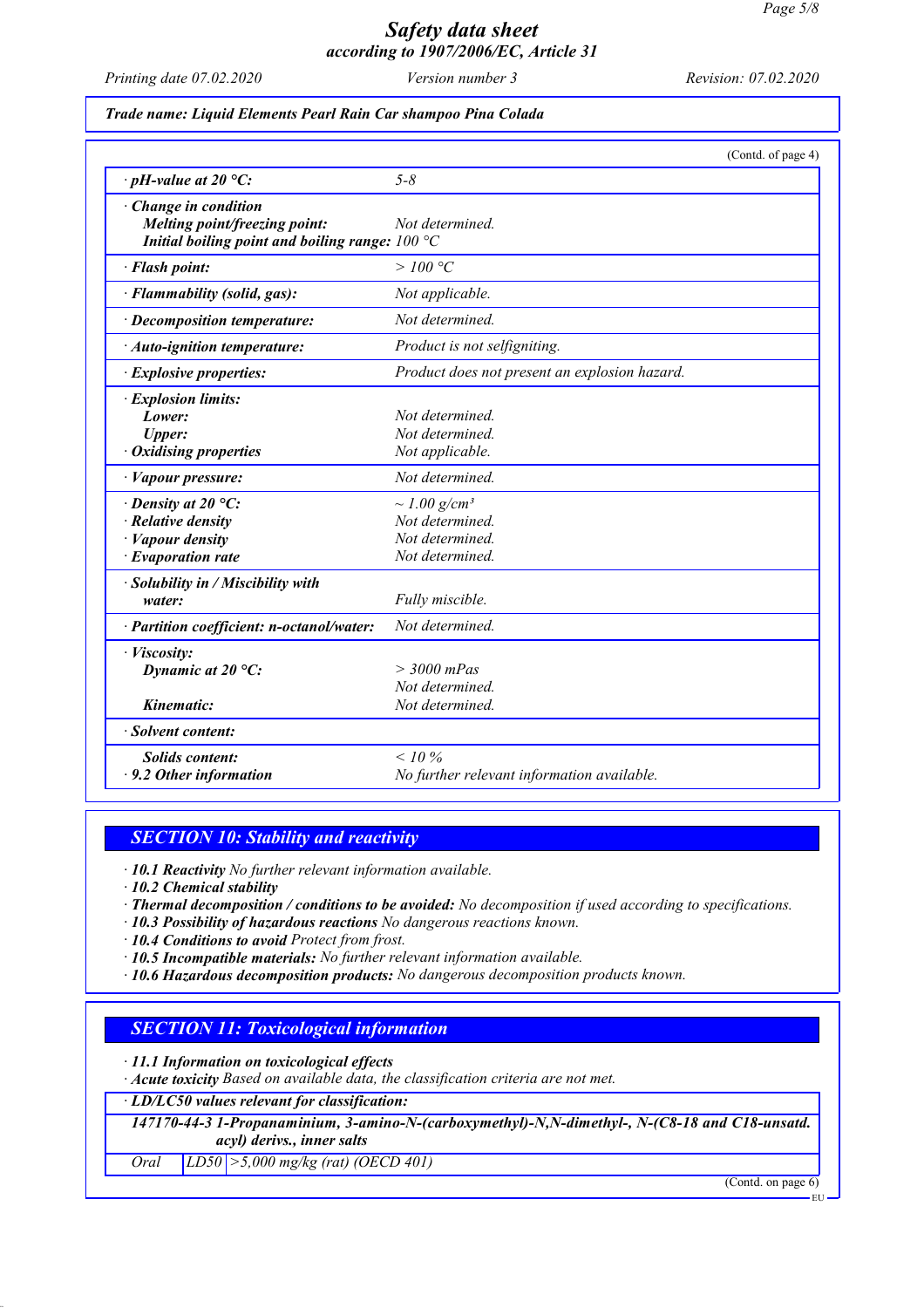**Trade name: Liquid Elements Pearl Rain Car shampoo Pina Colada**

(Contd. of page 4)

| | |
|---|---|
| · **pH-value at 20 °C:** | 5-8 |
| · **Change in condition** | |
| **Melting point/freezing point:** | Not determined. |
| **Initial boiling point and boiling range:** | 100 °C |
| · **Flash point:** | > 100 °C |
| · **Flammability (solid, gas):** | Not applicable. |
| · **Decomposition temperature:** | Not determined. |
| · **Auto-ignition temperature:** | Product is not selfigniting. |
| · **Explosive properties:** | Product does not present an explosion hazard. |
| · **Explosion limits:** | |
| **Lower:** | Not determined. |
| **Upper:** | Not determined. |
| · **Oxidising properties** | Not applicable. |
| · **Vapour pressure:** | Not determined. |
| · **Density at 20 °C:** | ~ 1.00 g/cm³ |
| · **Relative density** | Not determined. |
| · **Vapour density** | Not determined. |
| · **Evaporation rate** | Not determined. |
| · **Solubility in / Miscibility with water:** | Fully miscible. |
| · **Partition coefficient: n-octanol/water:** | Not determined. |
| · **Viscosity:** | |
| **Dynamic at 20 °C:** | > 3000 mPas |
| | Not determined. |
| **Kinematic:** | Not determined. |
| · **Solvent content:** | |
| **Solids content:** | < 10 % |
| · **9.2 Other information** | No further relevant information available. |

## SECTION 10: Stability and reactivity

· **10.1 Reactivity** No further relevant information available.
· **10.2 Chemical stability**
· **Thermal decomposition / conditions to be avoided:** No decomposition if used according to specifications.
· **10.3 Possibility of hazardous reactions** No dangerous reactions known.
· **10.4 Conditions to avoid** Protect from frost.
· **10.5 Incompatible materials:** No further relevant information available.
· **10.6 Hazardous decomposition products:** No dangerous decomposition products known.

## SECTION 11: Toxicological information

· **11.1 Information on toxicological effects**
· **Acute toxicity** Based on available data, the classification criteria are not met.

| · **LD/LC50 values relevant for classification:** | | |
|---|---|---|
| **147170-44-3 1-Propanaminium, 3-amino-N-(carboxymethyl)-N,N-dimethyl-, N-(C8-18 and C18-unsatd. acyl) derivs., inner salts** | | |
| Oral | LD50 | >5,000 mg/kg (rat) (OECD 401) |

(Contd. on page 6)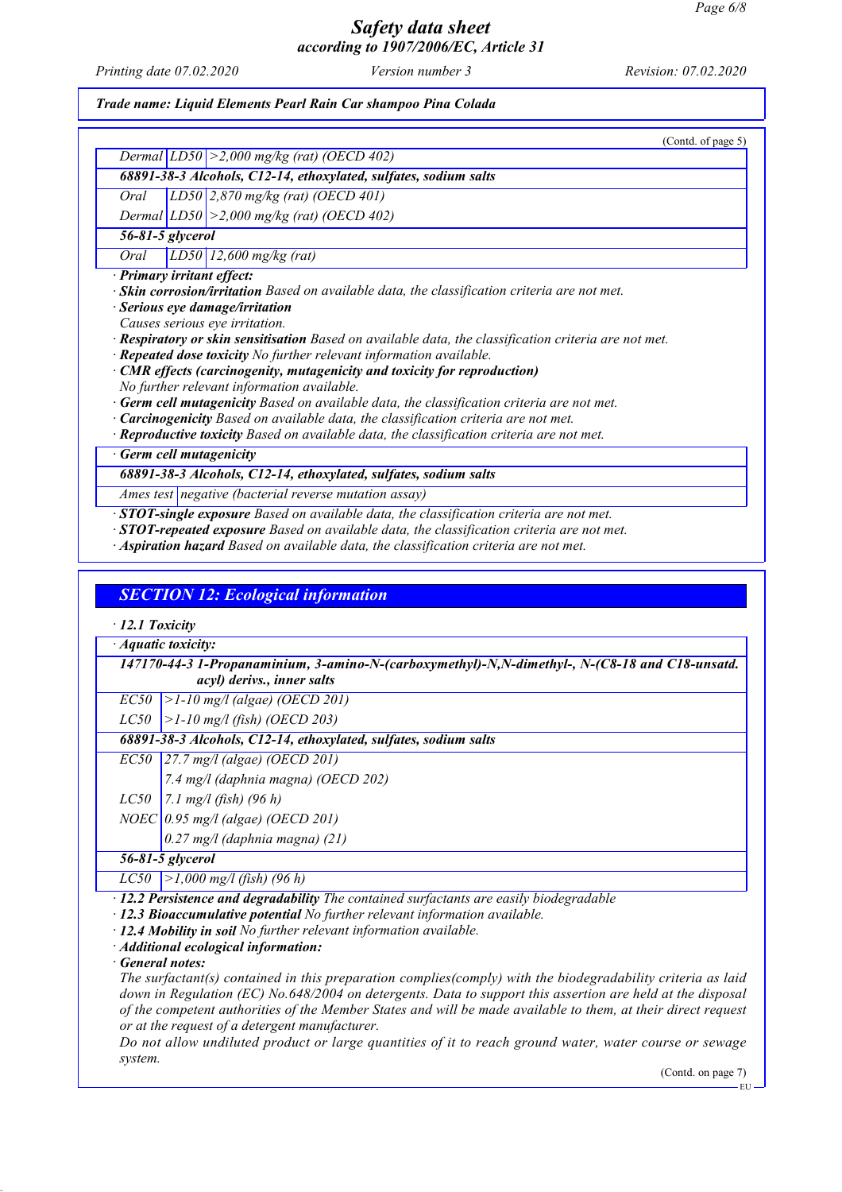**Trade name: Liquid Elements Pearl Rain Car shampoo Pina Colada**

(Contd. of page 5)

| | | |
|---|---|---|
| Dermal | LD50 | >2,000 mg/kg (rat) (OECD 402) |
| **68891-38-3 Alcohols, C12-14, ethoxylated, sulfates, sodium salts** | | |
| Oral | LD50 | 2,870 mg/kg (rat) (OECD 401) |
| Dermal | LD50 | >2,000 mg/kg (rat) (OECD 402) |
| **56-81-5 glycerol** | | |
| Oral | LD50 | 12,600 mg/kg (rat) |

· **Primary irritant effect:**
· **Skin corrosion/irritation** Based on available data, the classification criteria are not met.
· **Serious eye damage/irritation**
Causes serious eye irritation.
· **Respiratory or skin sensitisation** Based on available data, the classification criteria are not met.
· **Repeated dose toxicity** No further relevant information available.
· **CMR effects (carcinogenity, mutagenicity and toxicity for reproduction)**
No further relevant information available.
· **Germ cell mutagenicity** Based on available data, the classification criteria are not met.
· **Carcinogenicity** Based on available data, the classification criteria are not met.
· **Reproductive toxicity** Based on available data, the classification criteria are not met.

| · Germ cell mutagenicity | |
|---|---|
| **68891-38-3 Alcohols, C12-14, ethoxylated, sulfates, sodium salts** | |
| Ames test | negative (bacterial reverse mutation assay) |

· **STOT-single exposure** Based on available data, the classification criteria are not met.
· **STOT-repeated exposure** Based on available data, the classification criteria are not met.
· **Aspiration hazard** Based on available data, the classification criteria are not met.

## SECTION 12: Ecological information

· **12.1 Toxicity**

| · Aquatic toxicity: | |
|---|---|
| **147170-44-3 1-Propanaminium, 3-amino-N-(carboxymethyl)-N,N-dimethyl-, N-(C8-18 and C18-unsatd. acyl) derivs., inner salts** | |
| EC50 | >1-10 mg/l (algae) (OECD 201) |
| LC50 | >1-10 mg/l (fish) (OECD 203) |
| **68891-38-3 Alcohols, C12-14, ethoxylated, sulfates, sodium salts** | |
| EC50 | 27.7 mg/l (algae) (OECD 201) |
| | 7.4 mg/l (daphnia magna) (OECD 202) |
| LC50 | 7.1 mg/l (fish) (96 h) |
| NOEC | 0.95 mg/l (algae) (OECD 201) |
| | 0.27 mg/l (daphnia magna) (21) |
| **56-81-5 glycerol** | |
| LC50 | >1,000 mg/l (fish) (96 h) |

· **12.2 Persistence and degradability** The contained surfactants are easily biodegradable
· **12.3 Bioaccumulative potential** No further relevant information available.
· **12.4 Mobility in soil** No further relevant information available.
· **Additional ecological information:**
· **General notes:**
The surfactant(s) contained in this preparation complies(comply) with the biodegradability criteria as laid down in Regulation (EC) No.648/2004 on detergents. Data to support this assertion are held at the disposal of the competent authorities of the Member States and will be made available to them, at their direct request or at the request of a detergent manufacturer.
Do not allow undiluted product or large quantities of it to reach ground water, water course or sewage system.

(Contd. on page 7)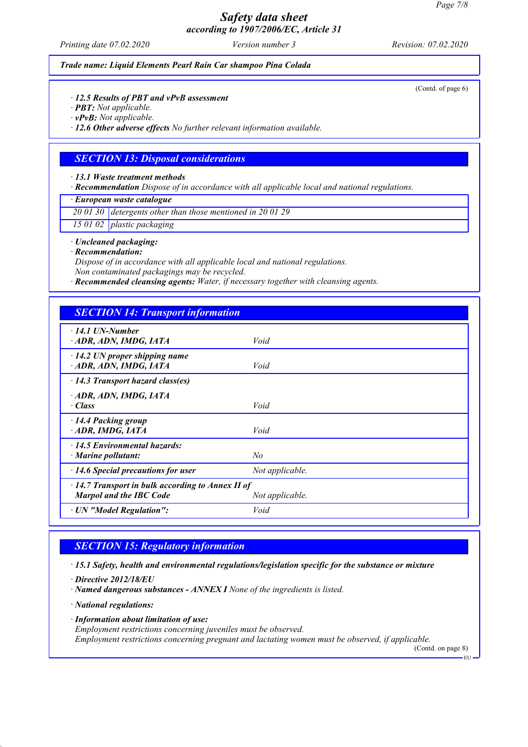**Trade name: Liquid Elements Pearl Rain Car shampoo Pina Colada**

(Contd. of page 6)

· **12.5 Results of PBT and vPvB assessment**
· **PBT:** Not applicable.
· **vPvB:** Not applicable.
· **12.6 Other adverse effects** No further relevant information available.

## SECTION 13: Disposal considerations

· **13.1 Waste treatment methods**
· **Recommendation** Dispose of in accordance with all applicable local and national regulations.

| · European waste catalogue | |
|---|---|
| 20 01 30 | detergents other than those mentioned in 20 01 29 |
| 15 01 02 | plastic packaging |

· **Uncleaned packaging:**
· **Recommendation:**
Dispose of in accordance with all applicable local and national regulations.
Non contaminated packagings may be recycled.
· **Recommended cleansing agents:** Water, if necessary together with cleansing agents.

## SECTION 14: Transport information

| | |
|---|---|
| · **14.1 UN-Number**<br>· **ADR, ADN, IMDG, IATA** | Void |
| · **14.2 UN proper shipping name**<br>· **ADR, ADN, IMDG, IATA** | Void |
| · **14.3 Transport hazard class(es)**<br>· **ADR, ADN, IMDG, IATA**<br>· **Class** | Void |
| · **14.4 Packing group**<br>· **ADR, IMDG, IATA** | Void |
| · **14.5 Environmental hazards:**<br>· **Marine pollutant:** | No |
| · **14.6 Special precautions for user** | Not applicable. |
| · **14.7 Transport in bulk according to Annex II of Marpol and the IBC Code** | Not applicable. |
| · **UN "Model Regulation":** | Void |

## SECTION 15: Regulatory information

· **15.1 Safety, health and environmental regulations/legislation specific for the substance or mixture**

· **Directive 2012/18/EU**
· **Named dangerous substances - ANNEX I** None of the ingredients is listed.

· **National regulations:**

· **Information about limitation of use:**
Employment restrictions concerning juveniles must be observed.
Employment restrictions concerning pregnant and lactating women must be observed, if applicable.

(Contd. on page 8)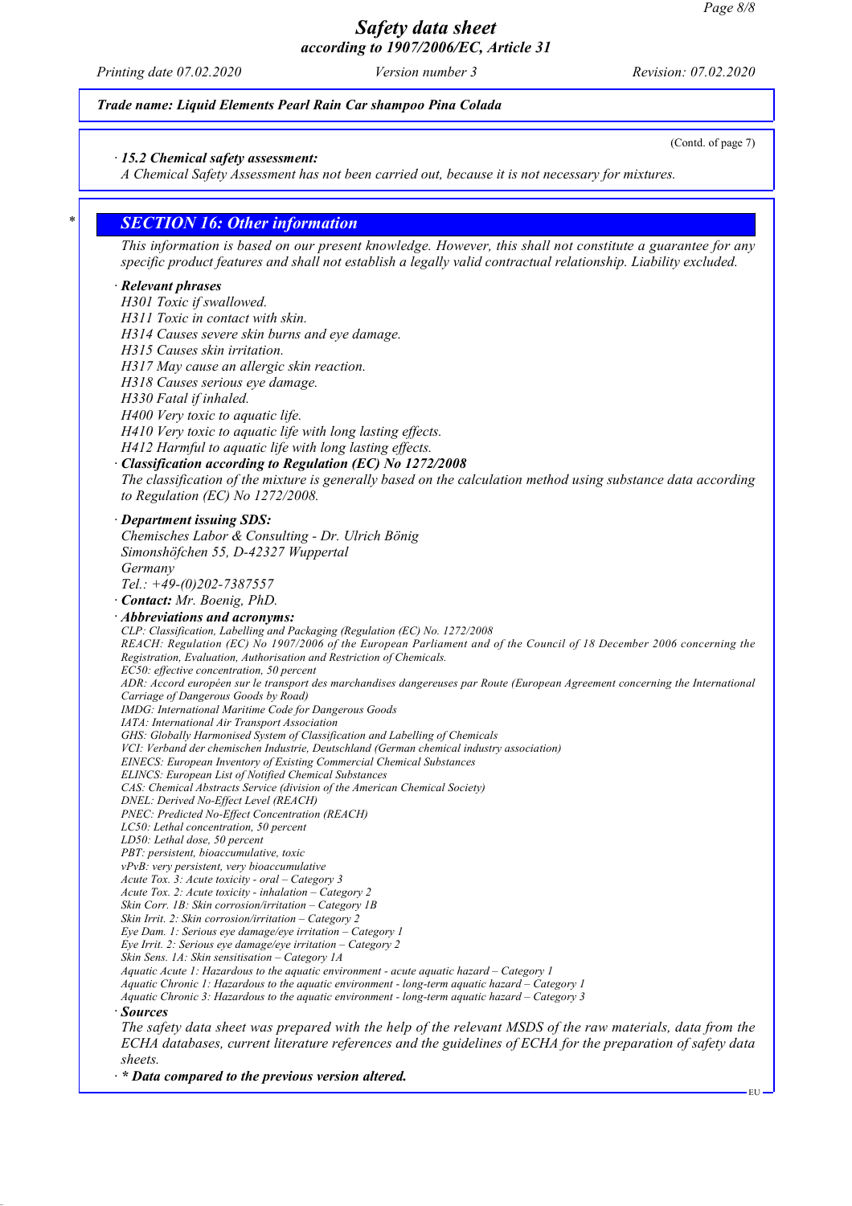*Trade name: Liquid Elements Pearl Rain Car shampoo Pina Colada*

(Contd. of page 7)

· **15.2 Chemical safety assessment:**
A Chemical Safety Assessment has not been carried out, because it is not necessary for mixtures.

## * SECTION 16: Other information

This information is based on our present knowledge. However, this shall not constitute a guarantee for any specific product features and shall not establish a legally valid contractual relationship. Liability excluded.

· **Relevant phrases**
H301 Toxic if swallowed.
H311 Toxic in contact with skin.
H314 Causes severe skin burns and eye damage.
H315 Causes skin irritation.
H317 May cause an allergic skin reaction.
H318 Causes serious eye damage.
H330 Fatal if inhaled.
H400 Very toxic to aquatic life.
H410 Very toxic to aquatic life with long lasting effects.
H412 Harmful to aquatic life with long lasting effects.

· **Classification according to Regulation (EC) No 1272/2008**
The classification of the mixture is generally based on the calculation method using substance data according to Regulation (EC) No 1272/2008.

· **Department issuing SDS:**
Chemisches Labor & Consulting - Dr. Ulrich Bönig
Simonshöfchen 55, D-42327 Wuppertal
Germany
Tel.: +49-(0)202-7387557

· **Contact:** Mr. Boenig, PhD.

· **Abbreviations and acronyms:**
CLP: Classification, Labelling and Packaging (Regulation (EC) No. 1272/2008
REACH: Regulation (EC) No 1907/2006 of the European Parliament and of the Council of 18 December 2006 concerning the Registration, Evaluation, Authorisation and Restriction of Chemicals.
EC50: effective concentration, 50 percent
ADR: Accord européen sur le transport des marchandises dangereuses par Route (European Agreement concerning the International Carriage of Dangerous Goods by Road)
IMDG: International Maritime Code for Dangerous Goods
IATA: International Air Transport Association
GHS: Globally Harmonised System of Classification and Labelling of Chemicals
VCI: Verband der chemischen Industrie, Deutschland (German chemical industry association)
EINECS: European Inventory of Existing Commercial Chemical Substances
ELINCS: European List of Notified Chemical Substances
CAS: Chemical Abstracts Service (division of the American Chemical Society)
DNEL: Derived No-Effect Level (REACH)
PNEC: Predicted No-Effect Concentration (REACH)
LC50: Lethal concentration, 50 percent
LD50: Lethal dose, 50 percent
PBT: persistent, bioaccumulative, toxic
vPvB: very persistent, very bioaccumulative
Acute Tox. 3: Acute toxicity - oral – Category 3
Acute Tox. 2: Acute toxicity - inhalation – Category 2
Skin Corr. 1B: Skin corrosion/irritation – Category 1B
Skin Irrit. 2: Skin corrosion/irritation – Category 2
Eye Dam. 1: Serious eye damage/eye irritation – Category 1
Eye Irrit. 2: Serious eye damage/eye irritation – Category 2
Skin Sens. 1A: Skin sensitisation – Category 1A
Aquatic Acute 1: Hazardous to the aquatic environment - acute aquatic hazard – Category 1
Aquatic Chronic 1: Hazardous to the aquatic environment - long-term aquatic hazard – Category 1
Aquatic Chronic 3: Hazardous to the aquatic environment - long-term aquatic hazard – Category 3

· **Sources**
The safety data sheet was prepared with the help of the relevant MSDS of the raw materials, data from the ECHA databases, current literature references and the guidelines of ECHA for the preparation of safety data sheets.

· *** Data compared to the previous version altered.**